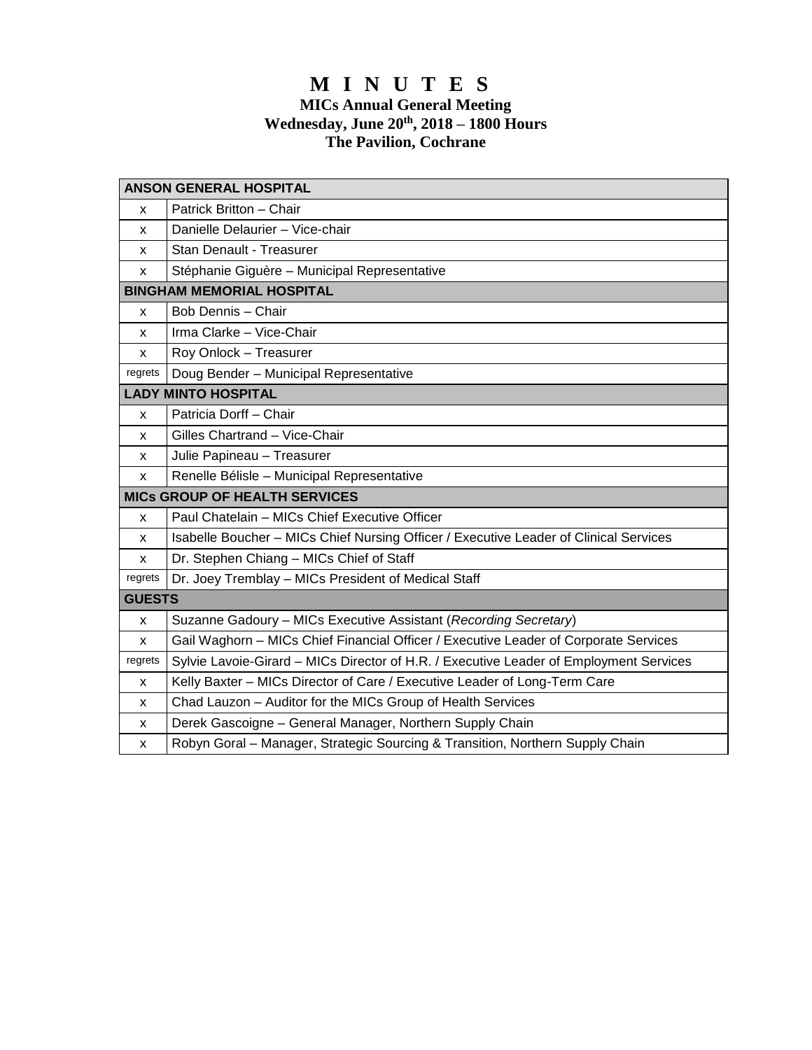# M I N U T E S

**MICs Annual General Meeting**
**Wednesday, June 20th, 2018 – 1800 Hours**
**The Pavilion, Cochrane**

| | |
|---|---|
| **ANSON GENERAL HOSPITAL** | |
| x | Patrick Britton – Chair |
| x | Danielle Delaurier – Vice-chair |
| x | Stan Denault - Treasurer |
| x | Stéphanie Giguère – Municipal Representative |
| **BINGHAM MEMORIAL HOSPITAL** | |
| x | Bob Dennis – Chair |
| x | Irma Clarke – Vice-Chair |
| x | Roy Onlock – Treasurer |
| regrets | Doug Bender – Municipal Representative |
| **LADY MINTO HOSPITAL** | |
| x | Patricia Dorff – Chair |
| x | Gilles Chartrand – Vice-Chair |
| x | Julie Papineau – Treasurer |
| x | Renelle Bélisle – Municipal Representative |
| **MICs GROUP OF HEALTH SERVICES** | |
| x | Paul Chatelain – MICs Chief Executive Officer |
| x | Isabelle Boucher – MICs Chief Nursing Officer / Executive Leader of Clinical Services |
| x | Dr. Stephen Chiang – MICs Chief of Staff |
| regrets | Dr. Joey Tremblay – MICs President of Medical Staff |
| **GUESTS** | |
| x | Suzanne Gadoury – MICs Executive Assistant (*Recording Secretary*) |
| x | Gail Waghorn – MICs Chief Financial Officer / Executive Leader of Corporate Services |
| regrets | Sylvie Lavoie-Girard – MICs Director of H.R. / Executive Leader of Employment Services |
| x | Kelly Baxter – MICs Director of Care / Executive Leader of Long-Term Care |
| x | Chad Lauzon – Auditor for the MICs Group of Health Services |
| x | Derek Gascoigne – General Manager, Northern Supply Chain |
| x | Robyn Goral – Manager, Strategic Sourcing & Transition, Northern Supply Chain |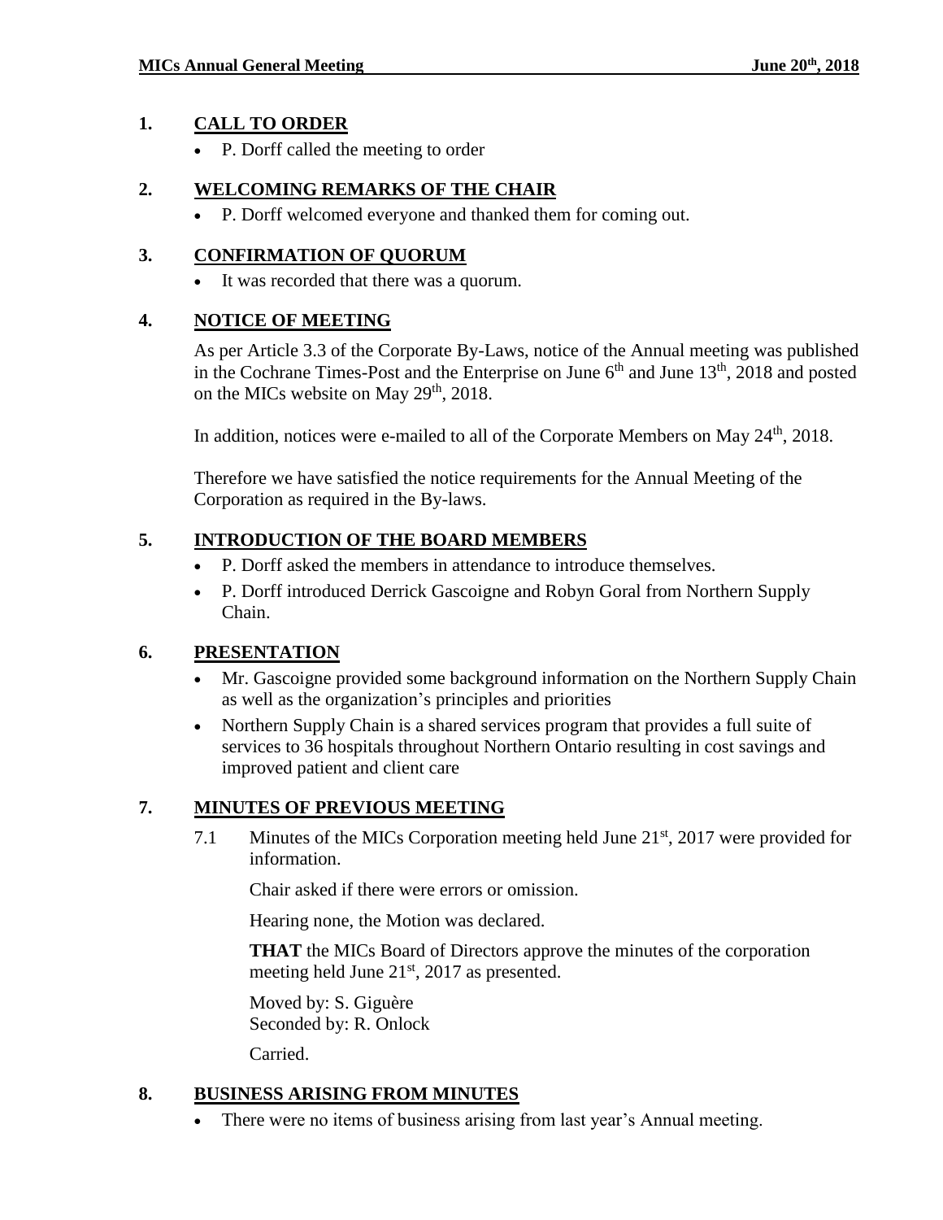## 1. CALL TO ORDER

- P. Dorff called the meeting to order

## 2. WELCOMING REMARKS OF THE CHAIR

- P. Dorff welcomed everyone and thanked them for coming out.

## 3. CONFIRMATION OF QUORUM

- It was recorded that there was a quorum.

## 4. NOTICE OF MEETING

As per Article 3.3 of the Corporate By-Laws, notice of the Annual meeting was published in the Cochrane Times-Post and the Enterprise on June 6th and June 13th, 2018 and posted on the MICs website on May 29th, 2018.

In addition, notices were e-mailed to all of the Corporate Members on May 24th, 2018.

Therefore we have satisfied the notice requirements for the Annual Meeting of the Corporation as required in the By-laws.

## 5. INTRODUCTION OF THE BOARD MEMBERS

- P. Dorff asked the members in attendance to introduce themselves.
- P. Dorff introduced Derrick Gascoigne and Robyn Goral from Northern Supply Chain.

## 6. PRESENTATION

- Mr. Gascoigne provided some background information on the Northern Supply Chain as well as the organization's principles and priorities
- Northern Supply Chain is a shared services program that provides a full suite of services to 36 hospitals throughout Northern Ontario resulting in cost savings and improved patient and client care

## 7. MINUTES OF PREVIOUS MEETING

7.1 Minutes of the MICs Corporation meeting held June 21st, 2017 were provided for information.

Chair asked if there were errors or omission.

Hearing none, the Motion was declared.

**THAT** the MICs Board of Directors approve the minutes of the corporation meeting held June 21st, 2017 as presented.

Moved by: S. Giguère
Seconded by: R. Onlock

Carried.

## 8. BUSINESS ARISING FROM MINUTES

- There were no items of business arising from last year's Annual meeting.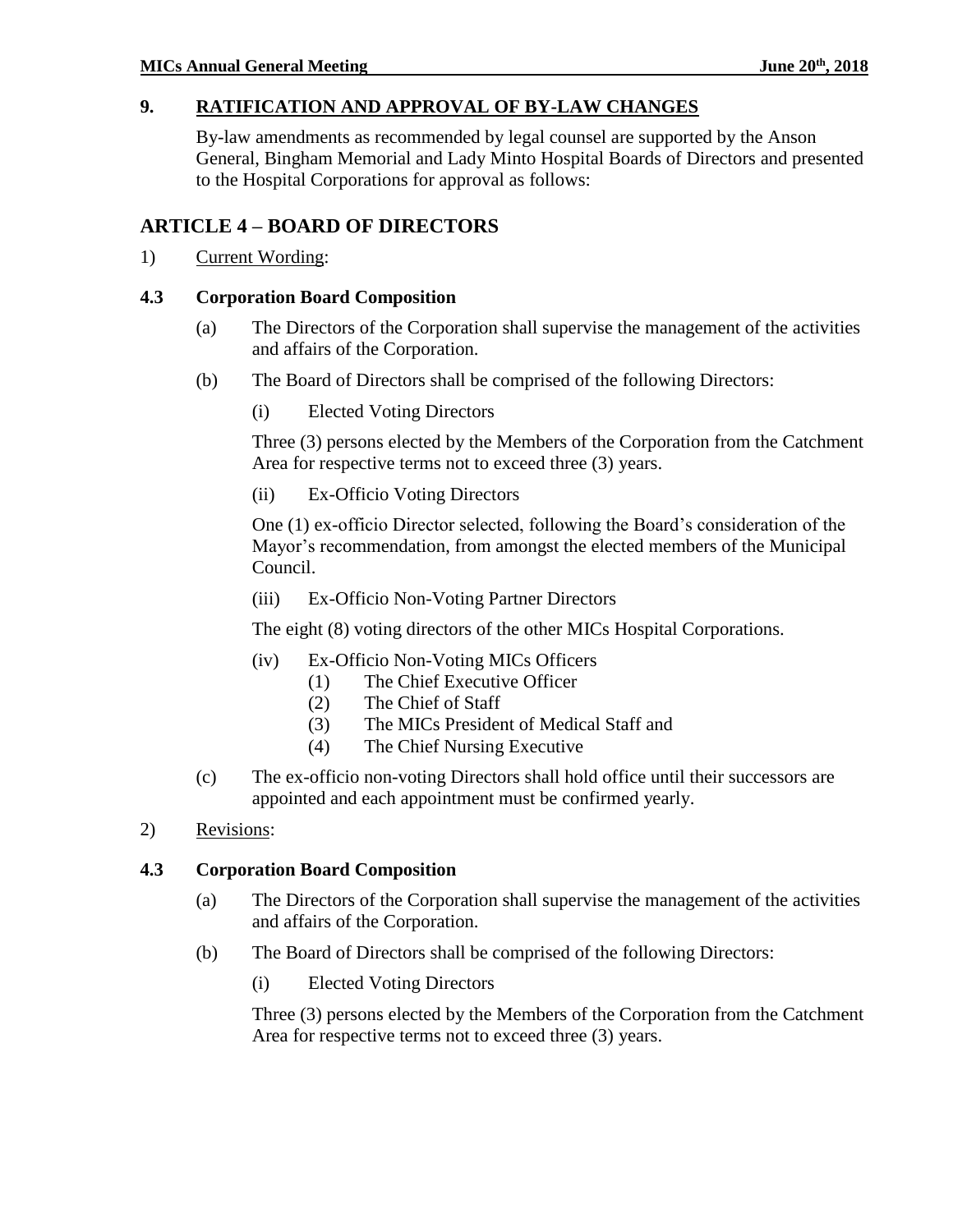## 9. RATIFICATION AND APPROVAL OF BY-LAW CHANGES

By-law amendments as recommended by legal counsel are supported by the Anson General, Bingham Memorial and Lady Minto Hospital Boards of Directors and presented to the Hospital Corporations for approval as follows:

## ARTICLE 4 – BOARD OF DIRECTORS

1) Current Wording:

### 4.3 Corporation Board Composition

(a) The Directors of the Corporation shall supervise the management of the activities and affairs of the Corporation.

(b) The Board of Directors shall be comprised of the following Directors:

(i) Elected Voting Directors

Three (3) persons elected by the Members of the Corporation from the Catchment Area for respective terms not to exceed three (3) years.

(ii) Ex-Officio Voting Directors

One (1) ex-officio Director selected, following the Board's consideration of the Mayor's recommendation, from amongst the elected members of the Municipal Council.

(iii) Ex-Officio Non-Voting Partner Directors

The eight (8) voting directors of the other MICs Hospital Corporations.

(iv) Ex-Officio Non-Voting MICs Officers
   (1) The Chief Executive Officer
   (2) The Chief of Staff
   (3) The MICs President of Medical Staff and
   (4) The Chief Nursing Executive

(c) The ex-officio non-voting Directors shall hold office until their successors are appointed and each appointment must be confirmed yearly.

2) Revisions:

### 4.3 Corporation Board Composition

(a) The Directors of the Corporation shall supervise the management of the activities and affairs of the Corporation.

(b) The Board of Directors shall be comprised of the following Directors:

(i) Elected Voting Directors

Three (3) persons elected by the Members of the Corporation from the Catchment Area for respective terms not to exceed three (3) years.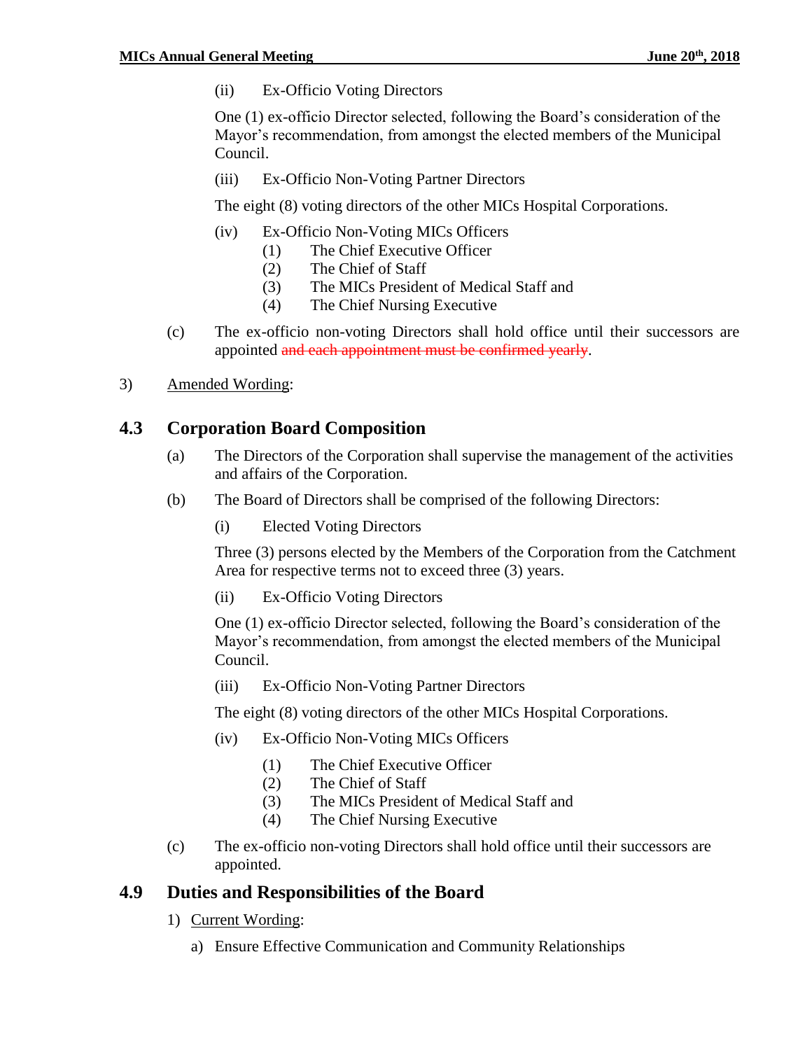(ii) Ex-Officio Voting Directors

One (1) ex-officio Director selected, following the Board's consideration of the Mayor's recommendation, from amongst the elected members of the Municipal Council.

(iii) Ex-Officio Non-Voting Partner Directors

The eight (8) voting directors of the other MICs Hospital Corporations.

(iv) Ex-Officio Non-Voting MICs Officers

(1) The Chief Executive Officer
(2) The Chief of Staff
(3) The MICs President of Medical Staff and
(4) The Chief Nursing Executive

(c) The ex-officio non-voting Directors shall hold office until their successors are appointed ~~and each appointment must be confirmed yearly~~.

3) Amended Wording:

## 4.3 Corporation Board Composition

(a) The Directors of the Corporation shall supervise the management of the activities and affairs of the Corporation.

(b) The Board of Directors shall be comprised of the following Directors:

(i) Elected Voting Directors

Three (3) persons elected by the Members of the Corporation from the Catchment Area for respective terms not to exceed three (3) years.

(ii) Ex-Officio Voting Directors

One (1) ex-officio Director selected, following the Board's consideration of the Mayor's recommendation, from amongst the elected members of the Municipal Council.

(iii) Ex-Officio Non-Voting Partner Directors

The eight (8) voting directors of the other MICs Hospital Corporations.

(iv) Ex-Officio Non-Voting MICs Officers

(1) The Chief Executive Officer
(2) The Chief of Staff
(3) The MICs President of Medical Staff and
(4) The Chief Nursing Executive

(c) The ex-officio non-voting Directors shall hold office until their successors are appointed.

## 4.9 Duties and Responsibilities of the Board

1) Current Wording:

a) Ensure Effective Communication and Community Relationships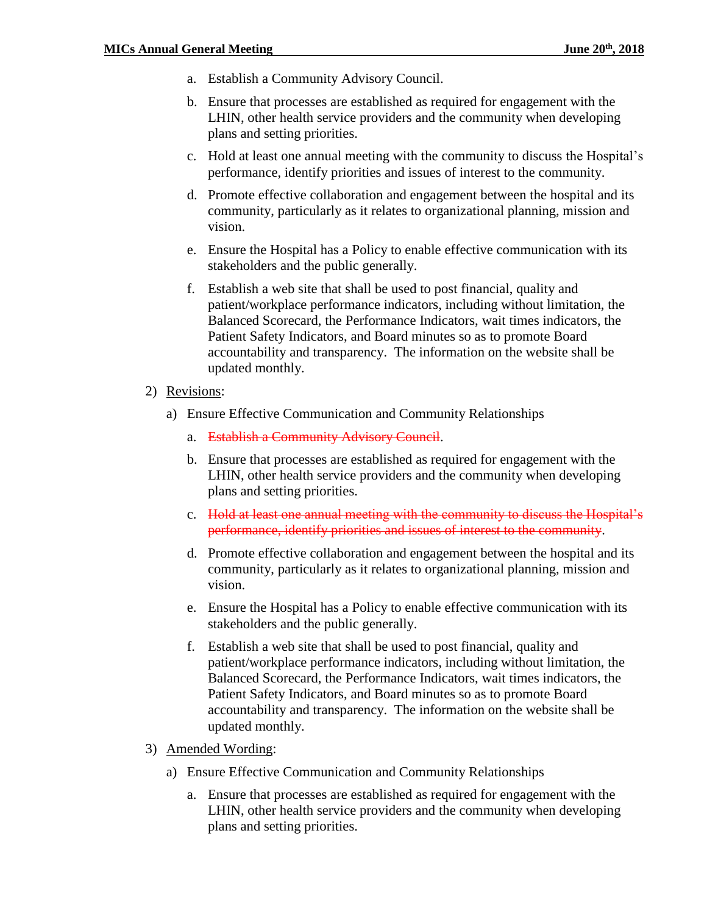a. Establish a Community Advisory Council.

b. Ensure that processes are established as required for engagement with the LHIN, other health service providers and the community when developing plans and setting priorities.

c. Hold at least one annual meeting with the community to discuss the Hospital's performance, identify priorities and issues of interest to the community.

d. Promote effective collaboration and engagement between the hospital and its community, particularly as it relates to organizational planning, mission and vision.

e. Ensure the Hospital has a Policy to enable effective communication with its stakeholders and the public generally.

f. Establish a web site that shall be used to post financial, quality and patient/workplace performance indicators, including without limitation, the Balanced Scorecard, the Performance Indicators, wait times indicators, the Patient Safety Indicators, and Board minutes so as to promote Board accountability and transparency. The information on the website shall be updated monthly.

2) Revisions:

a) Ensure Effective Communication and Community Relationships

a. ~~Establish a Community Advisory Council~~.

b. Ensure that processes are established as required for engagement with the LHIN, other health service providers and the community when developing plans and setting priorities.

c. ~~Hold at least one annual meeting with the community to discuss the Hospital's performance, identify priorities and issues of interest to the community~~.

d. Promote effective collaboration and engagement between the hospital and its community, particularly as it relates to organizational planning, mission and vision.

e. Ensure the Hospital has a Policy to enable effective communication with its stakeholders and the public generally.

f. Establish a web site that shall be used to post financial, quality and patient/workplace performance indicators, including without limitation, the Balanced Scorecard, the Performance Indicators, wait times indicators, the Patient Safety Indicators, and Board minutes so as to promote Board accountability and transparency. The information on the website shall be updated monthly.

3) Amended Wording:

a) Ensure Effective Communication and Community Relationships

a. Ensure that processes are established as required for engagement with the LHIN, other health service providers and the community when developing plans and setting priorities.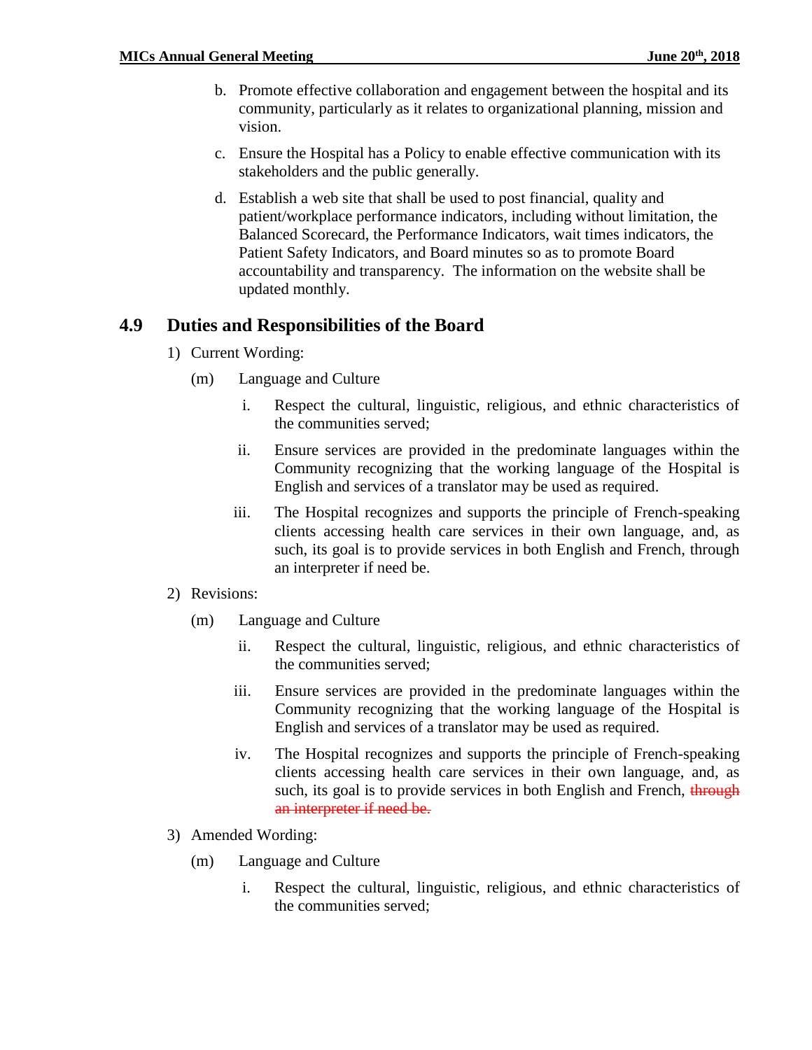b. Promote effective collaboration and engagement between the hospital and its community, particularly as it relates to organizational planning, mission and vision.

c. Ensure the Hospital has a Policy to enable effective communication with its stakeholders and the public generally.

d. Establish a web site that shall be used to post financial, quality and patient/workplace performance indicators, including without limitation, the Balanced Scorecard, the Performance Indicators, wait times indicators, the Patient Safety Indicators, and Board minutes so as to promote Board accountability and transparency. The information on the website shall be updated monthly.

## 4.9 Duties and Responsibilities of the Board

1) Current Wording:

(m) Language and Culture

i. Respect the cultural, linguistic, religious, and ethnic characteristics of the communities served;

ii. Ensure services are provided in the predominate languages within the Community recognizing that the working language of the Hospital is English and services of a translator may be used as required.

iii. The Hospital recognizes and supports the principle of French-speaking clients accessing health care services in their own language, and, as such, its goal is to provide services in both English and French, through an interpreter if need be.

2) Revisions:

(m) Language and Culture

ii. Respect the cultural, linguistic, religious, and ethnic characteristics of the communities served;

iii. Ensure services are provided in the predominate languages within the Community recognizing that the working language of the Hospital is English and services of a translator may be used as required.

iv. The Hospital recognizes and supports the principle of French-speaking clients accessing health care services in their own language, and, as such, its goal is to provide services in both English and French, ~~through an interpreter if need be.~~

3) Amended Wording:

(m) Language and Culture

i. Respect the cultural, linguistic, religious, and ethnic characteristics of the communities served;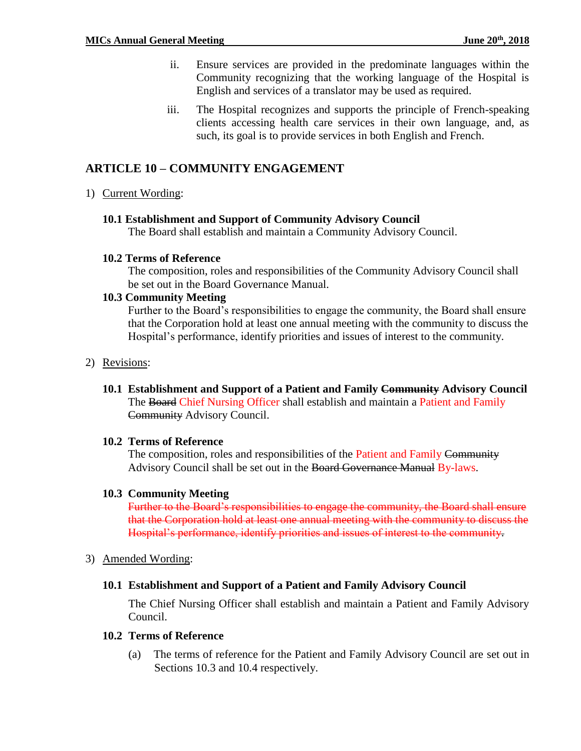ii. Ensure services are provided in the predominate languages within the Community recognizing that the working language of the Hospital is English and services of a translator may be used as required.

iii. The Hospital recognizes and supports the principle of French-speaking clients accessing health care services in their own language, and, as such, its goal is to provide services in both English and French.

## ARTICLE 10 – COMMUNITY ENGAGEMENT

1) Current Wording:

**10.1 Establishment and Support of Community Advisory Council**

The Board shall establish and maintain a Community Advisory Council.

**10.2 Terms of Reference**

The composition, roles and responsibilities of the Community Advisory Council shall be set out in the Board Governance Manual.

**10.3 Community Meeting**

Further to the Board's responsibilities to engage the community, the Board shall ensure that the Corporation hold at least one annual meeting with the community to discuss the Hospital's performance, identify priorities and issues of interest to the community.

2) Revisions:

**10.1 Establishment and Support of a Patient and Family ~~Community~~ Advisory Council**

The ~~Board~~ Chief Nursing Officer shall establish and maintain a Patient and Family ~~Community~~ Advisory Council.

**10.2 Terms of Reference**

The composition, roles and responsibilities of the Patient and Family ~~Community~~ Advisory Council shall be set out in the ~~Board Governance Manual~~ By-laws.

**10.3 Community Meeting**

~~Further to the Board's responsibilities to engage the community, the Board shall ensure that the Corporation hold at least one annual meeting with the community to discuss the Hospital's performance, identify priorities and issues of interest to the community.~~

3) Amended Wording:

**10.1 Establishment and Support of a Patient and Family Advisory Council**

The Chief Nursing Officer shall establish and maintain a Patient and Family Advisory Council.

**10.2 Terms of Reference**

(a) The terms of reference for the Patient and Family Advisory Council are set out in Sections 10.3 and 10.4 respectively.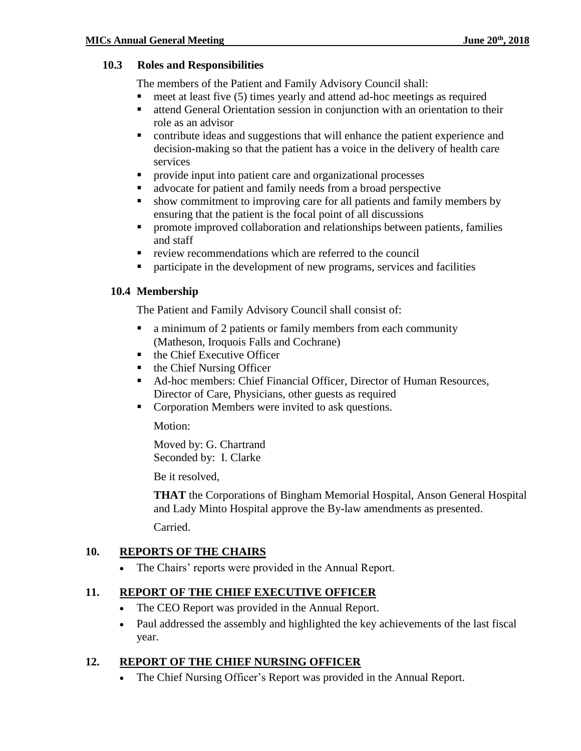### 10.3 Roles and Responsibilities

The members of the Patient and Family Advisory Council shall:

- meet at least five (5) times yearly and attend ad-hoc meetings as required
- attend General Orientation session in conjunction with an orientation to their role as an advisor
- contribute ideas and suggestions that will enhance the patient experience and decision-making so that the patient has a voice in the delivery of health care services
- provide input into patient care and organizational processes
- advocate for patient and family needs from a broad perspective
- show commitment to improving care for all patients and family members by ensuring that the patient is the focal point of all discussions
- promote improved collaboration and relationships between patients, families and staff
- review recommendations which are referred to the council
- participate in the development of new programs, services and facilities

### 10.4 Membership

The Patient and Family Advisory Council shall consist of:

- a minimum of 2 patients or family members from each community (Matheson, Iroquois Falls and Cochrane)
- the Chief Executive Officer
- the Chief Nursing Officer
- Ad-hoc members: Chief Financial Officer, Director of Human Resources, Director of Care, Physicians, other guests as required
- Corporation Members were invited to ask questions.

Motion:

Moved by: G. Chartrand
Seconded by: I. Clarke

Be it resolved,

**THAT** the Corporations of Bingham Memorial Hospital, Anson General Hospital and Lady Minto Hospital approve the By-law amendments as presented.

Carried.

## 10. REPORTS OF THE CHAIRS

- The Chairs' reports were provided in the Annual Report.

## 11. REPORT OF THE CHIEF EXECUTIVE OFFICER

- The CEO Report was provided in the Annual Report.
- Paul addressed the assembly and highlighted the key achievements of the last fiscal year.

## 12. REPORT OF THE CHIEF NURSING OFFICER

- The Chief Nursing Officer's Report was provided in the Annual Report.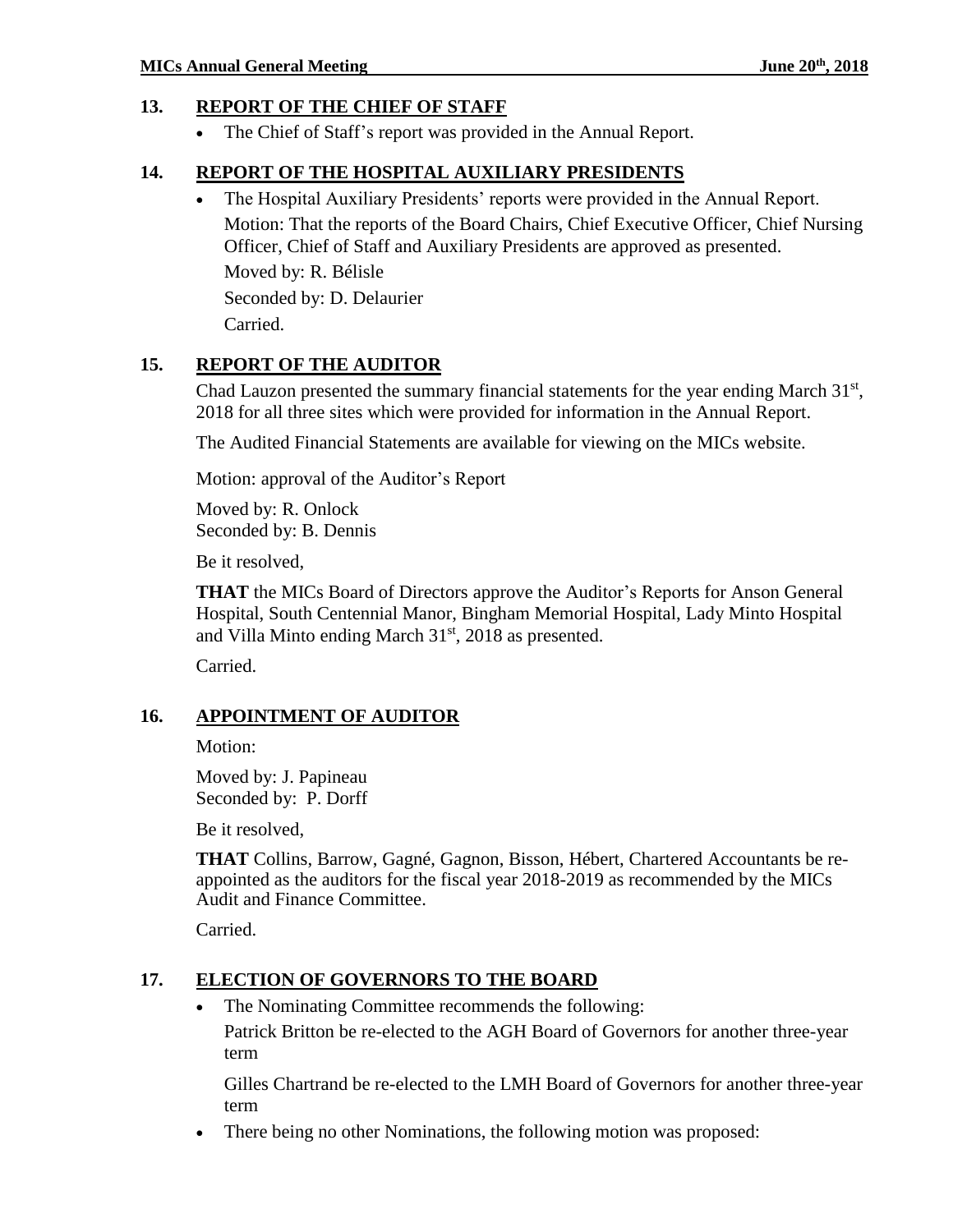## 13. REPORT OF THE CHIEF OF STAFF

- The Chief of Staff's report was provided in the Annual Report.

## 14. REPORT OF THE HOSPITAL AUXILIARY PRESIDENTS

- The Hospital Auxiliary Presidents' reports were provided in the Annual Report.

  Motion: That the reports of the Board Chairs, Chief Executive Officer, Chief Nursing Officer, Chief of Staff and Auxiliary Presidents are approved as presented.

  Moved by: R. Bélisle

  Seconded by: D. Delaurier

  Carried.

## 15. REPORT OF THE AUDITOR

Chad Lauzon presented the summary financial statements for the year ending March 31st, 2018 for all three sites which were provided for information in the Annual Report.

The Audited Financial Statements are available for viewing on the MICs website.

Motion: approval of the Auditor's Report

Moved by: R. Onlock
Seconded by: B. Dennis

Be it resolved,

**THAT** the MICs Board of Directors approve the Auditor's Reports for Anson General Hospital, South Centennial Manor, Bingham Memorial Hospital, Lady Minto Hospital and Villa Minto ending March 31st, 2018 as presented.

Carried.

## 16. APPOINTMENT OF AUDITOR

Motion:

Moved by: J. Papineau
Seconded by: P. Dorff

Be it resolved,

**THAT** Collins, Barrow, Gagné, Gagnon, Bisson, Hébert, Chartered Accountants be re-appointed as the auditors for the fiscal year 2018-2019 as recommended by the MICs Audit and Finance Committee.

Carried.

## 17. ELECTION OF GOVERNORS TO THE BOARD

- The Nominating Committee recommends the following:

  Patrick Britton be re-elected to the AGH Board of Governors for another three-year term

  Gilles Chartrand be re-elected to the LMH Board of Governors for another three-year term

- There being no other Nominations, the following motion was proposed: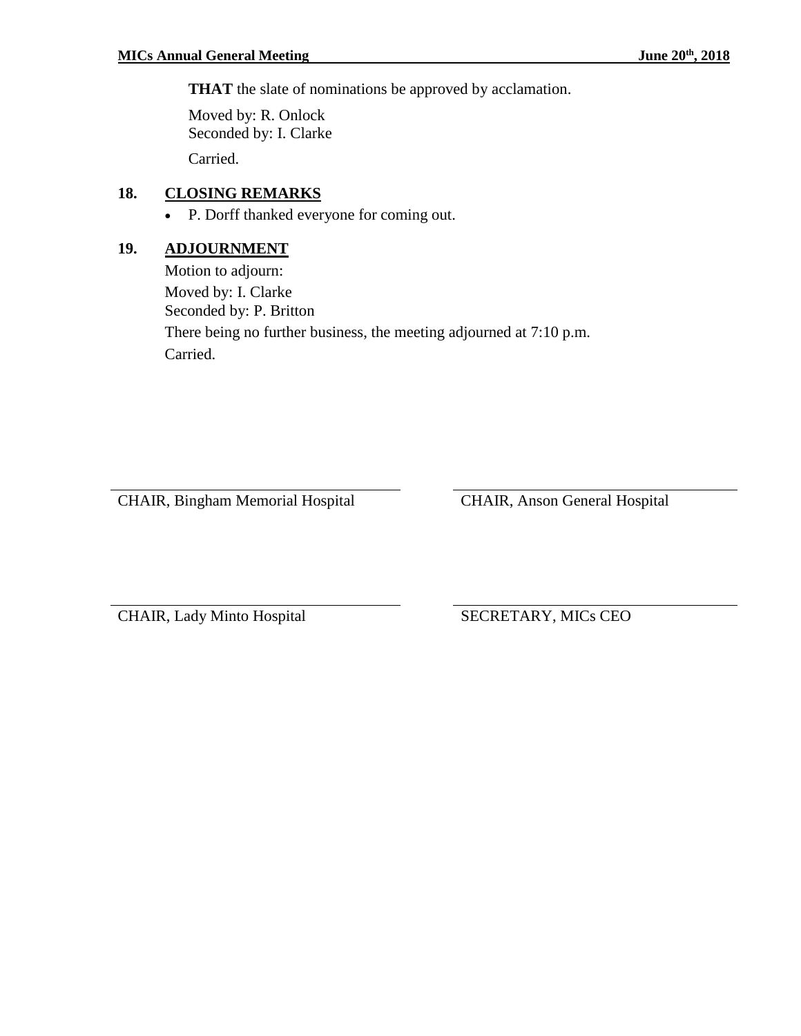**THAT** the slate of nominations be approved by acclamation.

Moved by: R. Onlock
Seconded by: I. Clarke

Carried.

## 18. CLOSING REMARKS

- P. Dorff thanked everyone for coming out.

## 19. ADJOURNMENT

Motion to adjourn:
Moved by: I. Clarke
Seconded by: P. Britton
There being no further business, the meeting adjourned at 7:10 p.m.
Carried.

CHAIR, Bingham Memorial Hospital

CHAIR, Anson General Hospital

CHAIR, Lady Minto Hospital

SECRETARY, MICs CEO